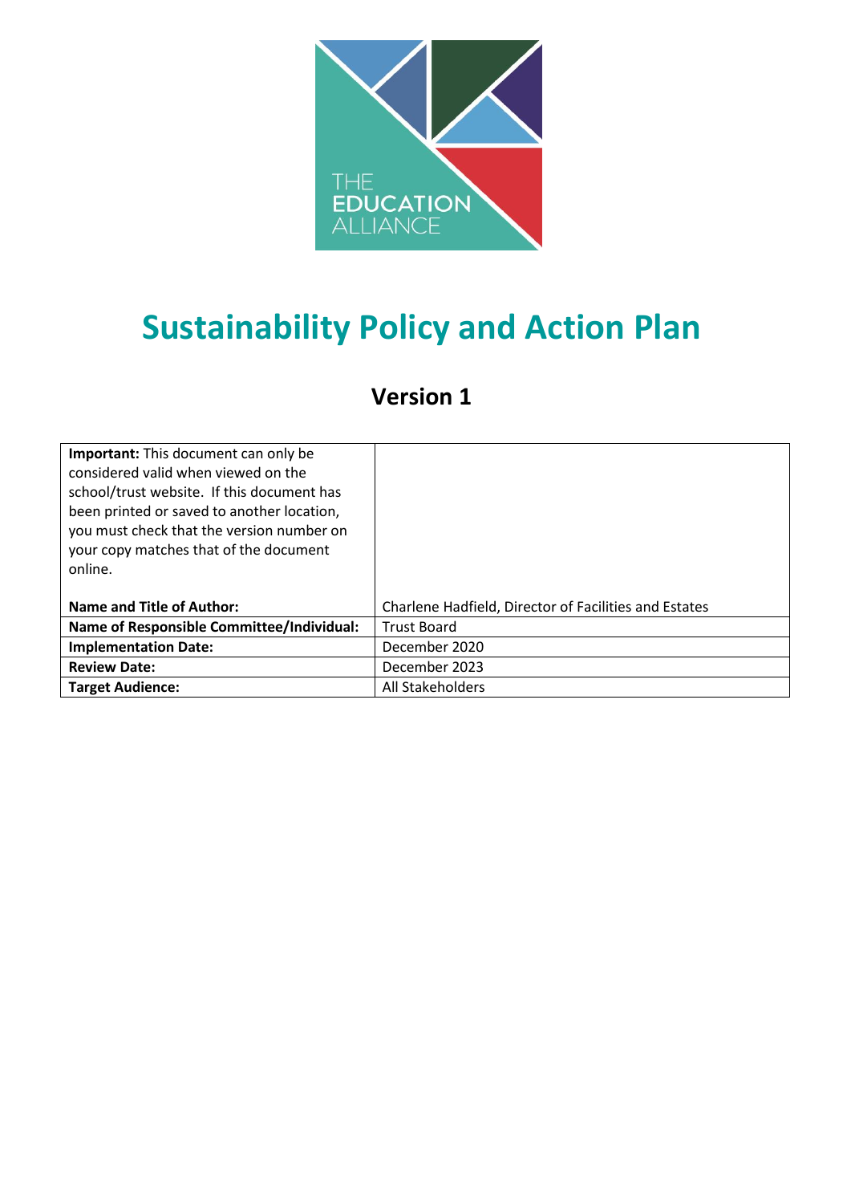THE EDUCATION ALLIANCE

# Sustainability Policy and Action Plan

## Version 1

| **Important:** This document can only be considered valid when viewed on the school/trust website. If this document has been printed or saved to another location, you must check that the version number on your copy matches that of the document online. | |
|---|---|
| **Name and Title of Author:** | Charlene Hadfield, Director of Facilities and Estates |
| **Name of Responsible Committee/Individual:** | Trust Board |
| **Implementation Date:** | December 2020 |
| **Review Date:** | December 2023 |
| **Target Audience:** | All Stakeholders |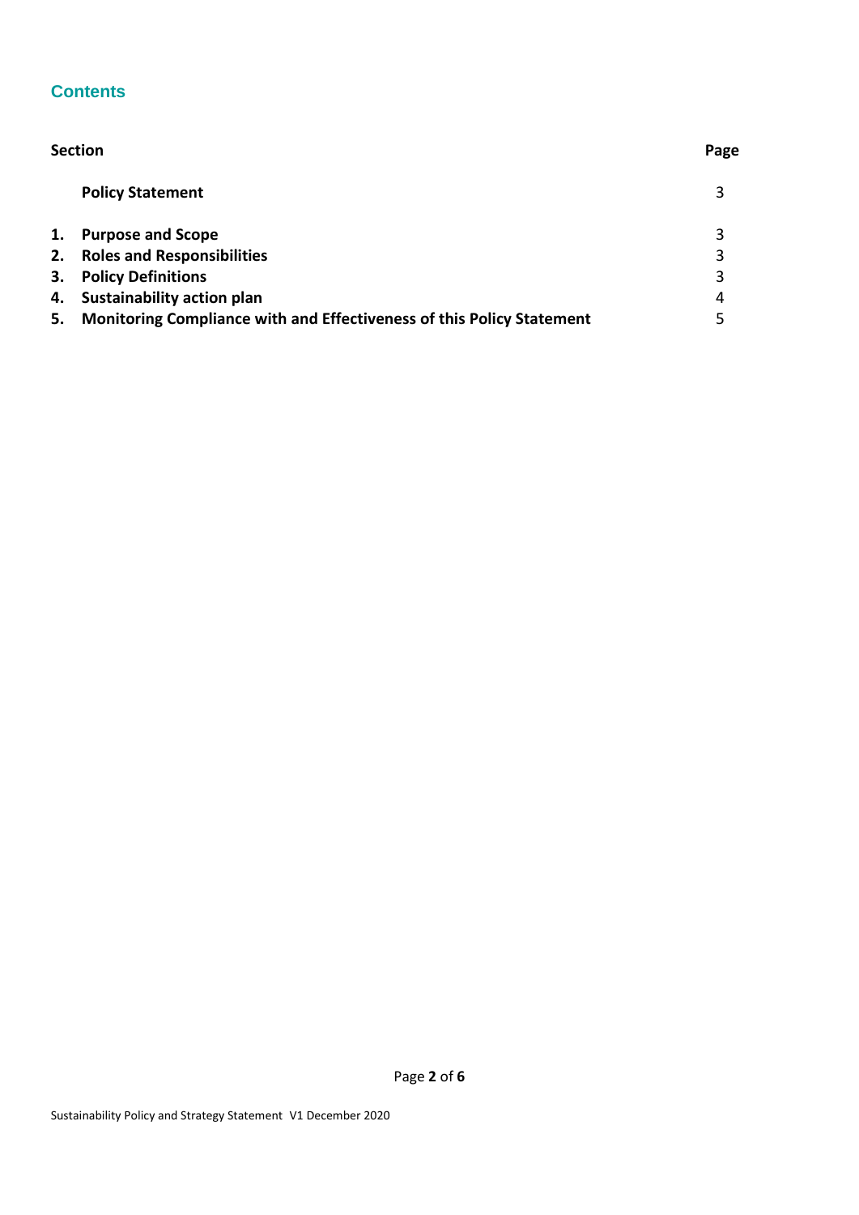## Contents

| Section | | Page |
|---|---|---|
| | **Policy Statement** | 3 |
| **1.** | **Purpose and Scope** | 3 |
| **2.** | **Roles and Responsibilities** | 3 |
| **3.** | **Policy Definitions** | 3 |
| **4.** | **Sustainability action plan** | 4 |
| **5.** | **Monitoring Compliance with and Effectiveness of this Policy Statement** | 5 |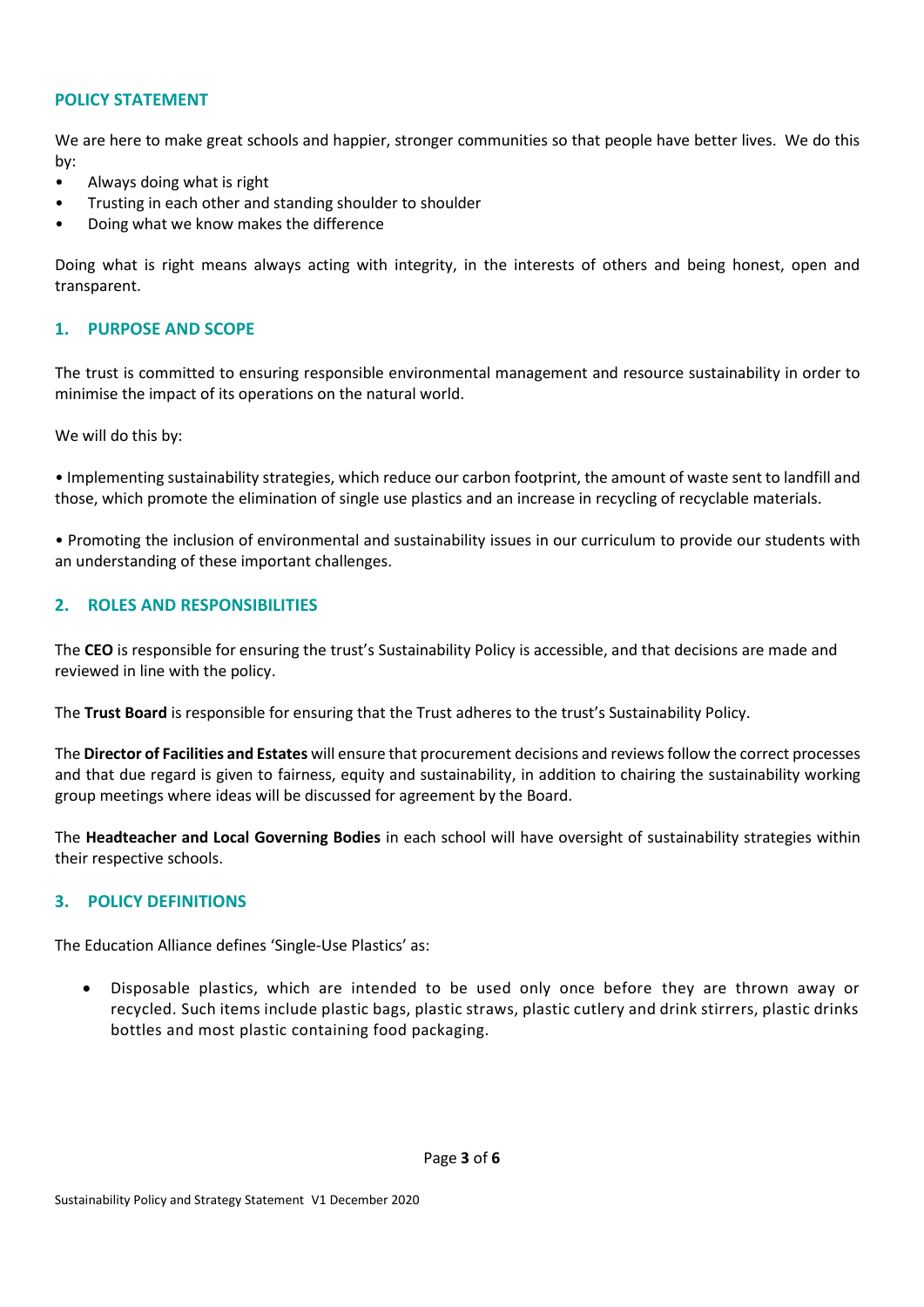## POLICY STATEMENT

We are here to make great schools and happier, stronger communities so that people have better lives. We do this by:

- Always doing what is right
- Trusting in each other and standing shoulder to shoulder
- Doing what we know makes the difference

Doing what is right means always acting with integrity, in the interests of others and being honest, open and transparent.

## 1. PURPOSE AND SCOPE

The trust is committed to ensuring responsible environmental management and resource sustainability in order to minimise the impact of its operations on the natural world.

We will do this by:

• Implementing sustainability strategies, which reduce our carbon footprint, the amount of waste sent to landfill and those, which promote the elimination of single use plastics and an increase in recycling of recyclable materials.

• Promoting the inclusion of environmental and sustainability issues in our curriculum to provide our students with an understanding of these important challenges.

## 2. ROLES AND RESPONSIBILITIES

The **CEO** is responsible for ensuring the trust's Sustainability Policy is accessible, and that decisions are made and reviewed in line with the policy.

The **Trust Board** is responsible for ensuring that the Trust adheres to the trust's Sustainability Policy.

The **Director of Facilities and Estates** will ensure that procurement decisions and reviews follow the correct processes and that due regard is given to fairness, equity and sustainability, in addition to chairing the sustainability working group meetings where ideas will be discussed for agreement by the Board.

The **Headteacher and Local Governing Bodies** in each school will have oversight of sustainability strategies within their respective schools.

## 3. POLICY DEFINITIONS

The Education Alliance defines 'Single-Use Plastics' as:

- Disposable plastics, which are intended to be used only once before they are thrown away or recycled. Such items include plastic bags, plastic straws, plastic cutlery and drink stirrers, plastic drinks bottles and most plastic containing food packaging.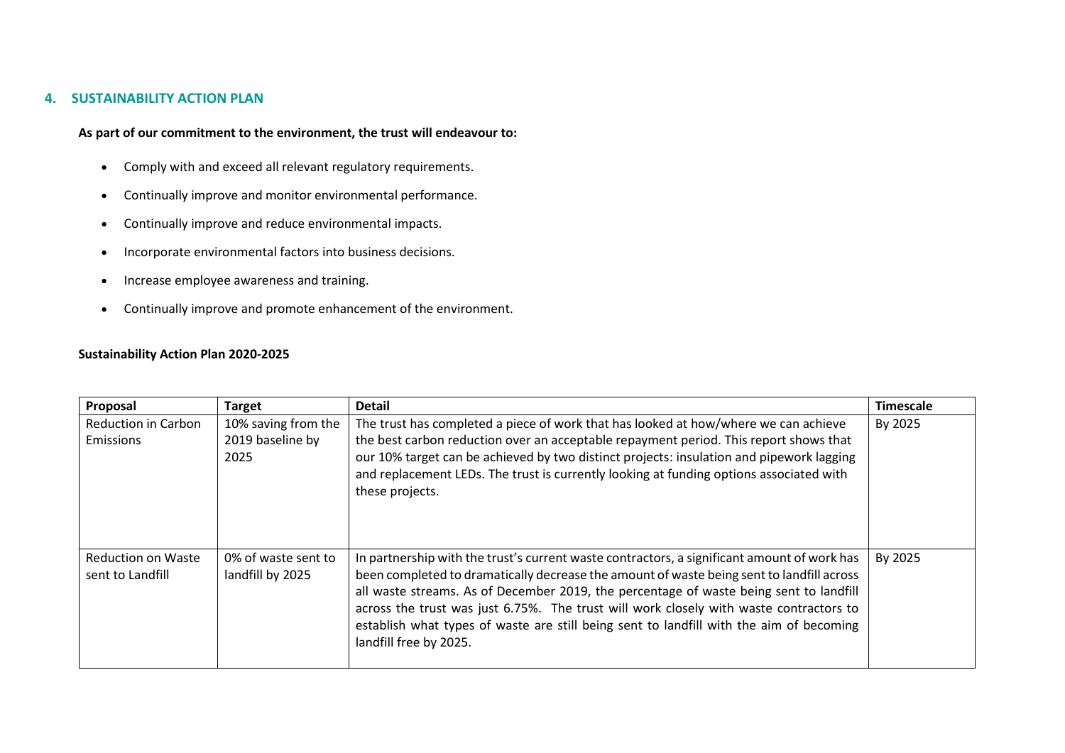## 4. SUSTAINABILITY ACTION PLAN

**As part of our commitment to the environment, the trust will endeavour to:**

- Comply with and exceed all relevant regulatory requirements.
- Continually improve and monitor environmental performance.
- Continually improve and reduce environmental impacts.
- Incorporate environmental factors into business decisions.
- Increase employee awareness and training.
- Continually improve and promote enhancement of the environment.

**Sustainability Action Plan 2020-2025**

| Proposal | Target | Detail | Timescale |
|---|---|---|---|
| Reduction in Carbon Emissions | 10% saving from the 2019 baseline by 2025 | The trust has completed a piece of work that has looked at how/where we can achieve the best carbon reduction over an acceptable repayment period. This report shows that our 10% target can be achieved by two distinct projects: insulation and pipework lagging and replacement LEDs. The trust is currently looking at funding options associated with these projects. | By 2025 |
| Reduction on Waste sent to Landfill | 0% of waste sent to landfill by 2025 | In partnership with the trust's current waste contractors, a significant amount of work has been completed to dramatically decrease the amount of waste being sent to landfill across all waste streams. As of December 2019, the percentage of waste being sent to landfill across the trust was just 6.75%. The trust will work closely with waste contractors to establish what types of waste are still being sent to landfill with the aim of becoming landfill free by 2025. | By 2025 |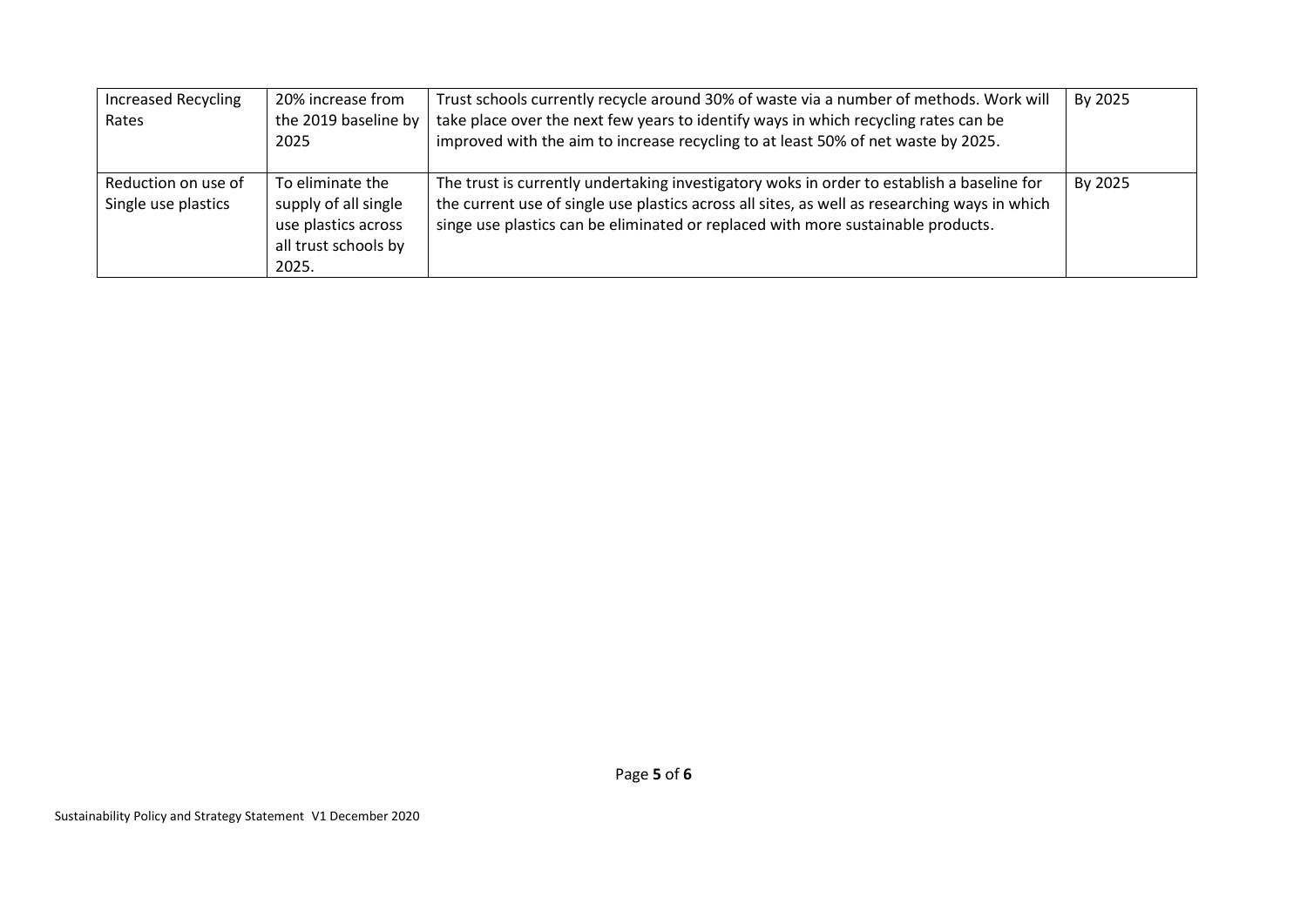| Increased Recycling Rates | 20% increase from the 2019 baseline by 2025 | Trust schools currently recycle around 30% of waste via a number of methods. Work will take place over the next few years to identify ways in which recycling rates can be improved with the aim to increase recycling to at least 50% of net waste by 2025. | By 2025 |
|---|---|---|---|
| Reduction on use of Single use plastics | To eliminate the supply of all single use plastics across all trust schools by 2025. | The trust is currently undertaking investigatory woks in order to establish a baseline for the current use of single use plastics across all sites, as well as researching ways in which singe use plastics can be eliminated or replaced with more sustainable products. | By 2025 |

Sustainability Policy and Strategy Statement V1 December 2020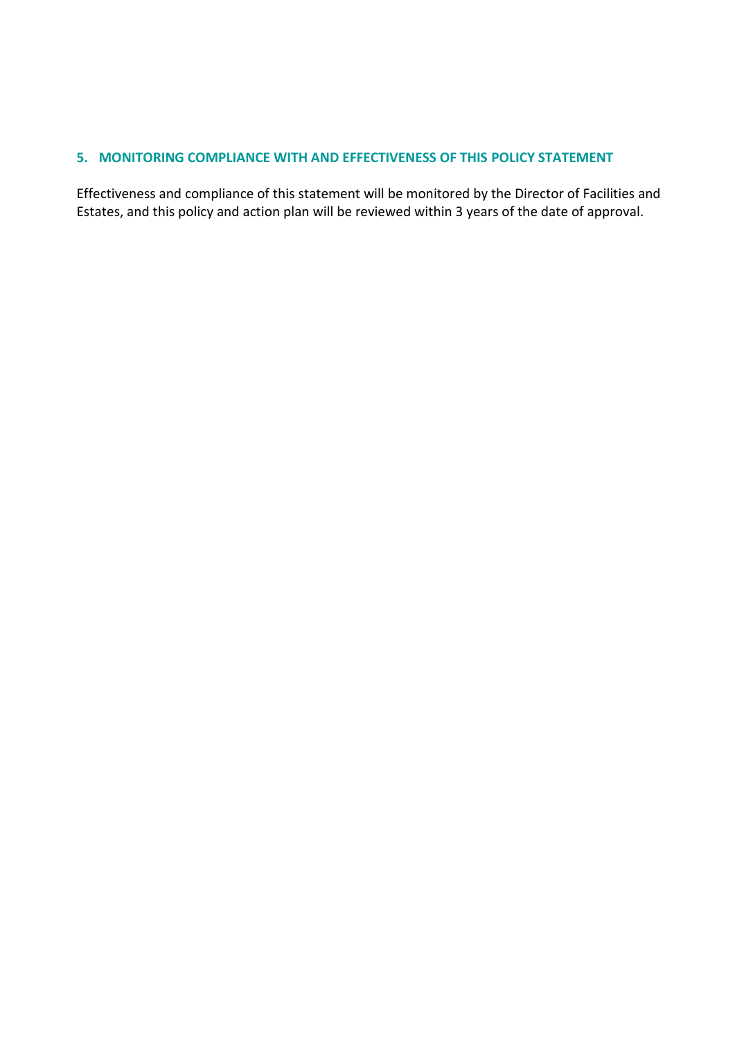## 5. MONITORING COMPLIANCE WITH AND EFFECTIVENESS OF THIS POLICY STATEMENT

Effectiveness and compliance of this statement will be monitored by the Director of Facilities and Estates, and this policy and action plan will be reviewed within 3 years of the date of approval.